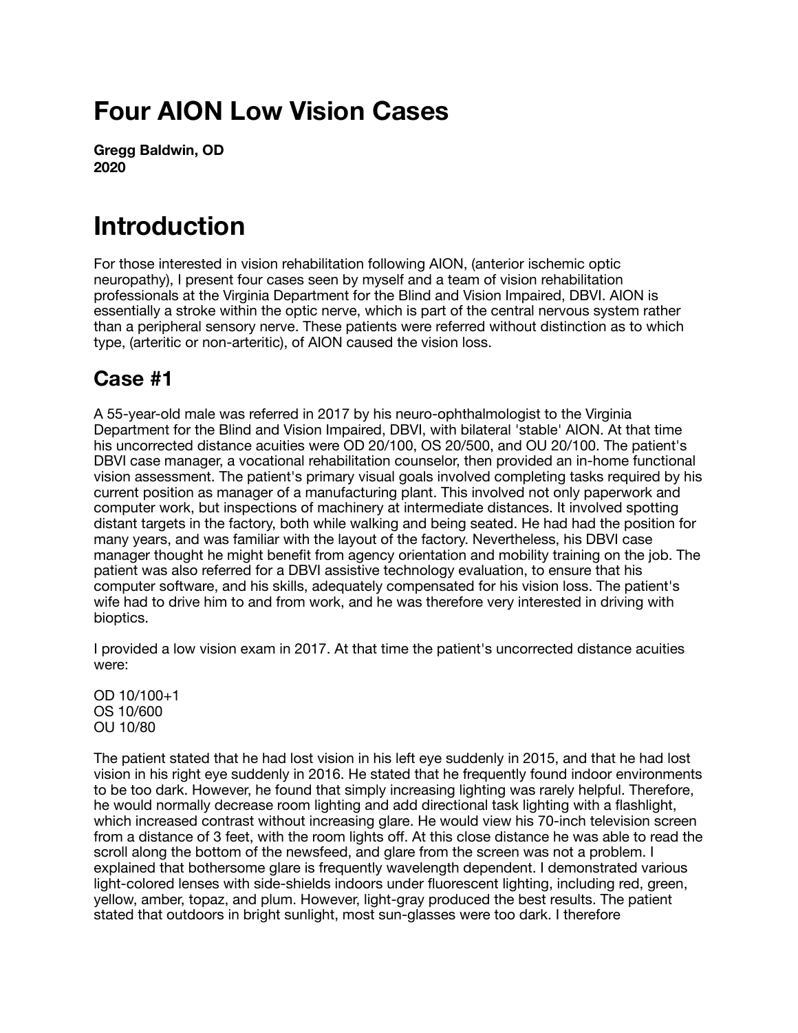# Four AION Low Vision Cases

**Gregg Baldwin, OD**
**2020**

# Introduction

For those interested in vision rehabilitation following AION, (anterior ischemic optic neuropathy), I present four cases seen by myself and a team of vision rehabilitation professionals at the Virginia Department for the Blind and Vision Impaired, DBVI. AION is essentially a stroke within the optic nerve, which is part of the central nervous system rather than a peripheral sensory nerve. These patients were referred without distinction as to which type, (arteritic or non-arteritic), of AION caused the vision loss.

## Case #1

A 55-year-old male was referred in 2017 by his neuro-ophthalmologist to the Virginia Department for the Blind and Vision Impaired, DBVI, with bilateral 'stable' AION. At that time his uncorrected distance acuities were OD 20/100, OS 20/500, and OU 20/100. The patient's DBVI case manager, a vocational rehabilitation counselor, then provided an in-home functional vision assessment. The patient's primary visual goals involved completing tasks required by his current position as manager of a manufacturing plant. This involved not only paperwork and computer work, but inspections of machinery at intermediate distances. It involved spotting distant targets in the factory, both while walking and being seated. He had had the position for many years, and was familiar with the layout of the factory. Nevertheless, his DBVI case manager thought he might benefit from agency orientation and mobility training on the job. The patient was also referred for a DBVI assistive technology evaluation, to ensure that his computer software, and his skills, adequately compensated for his vision loss. The patient's wife had to drive him to and from work, and he was therefore very interested in driving with bioptics.

I provided a low vision exam in 2017. At that time the patient's uncorrected distance acuities were:

OD 10/100+1
OS 10/600
OU 10/80

The patient stated that he had lost vision in his left eye suddenly in 2015, and that he had lost vision in his right eye suddenly in 2016. He stated that he frequently found indoor environments to be too dark. However, he found that simply increasing lighting was rarely helpful. Therefore, he would normally decrease room lighting and add directional task lighting with a flashlight, which increased contrast without increasing glare. He would view his 70-inch television screen from a distance of 3 feet, with the room lights off. At this close distance he was able to read the scroll along the bottom of the newsfeed, and glare from the screen was not a problem. I explained that bothersome glare is frequently wavelength dependent. I demonstrated various light-colored lenses with side-shields indoors under fluorescent lighting, including red, green, yellow, amber, topaz, and plum. However, light-gray produced the best results. The patient stated that outdoors in bright sunlight, most sun-glasses were too dark. I therefore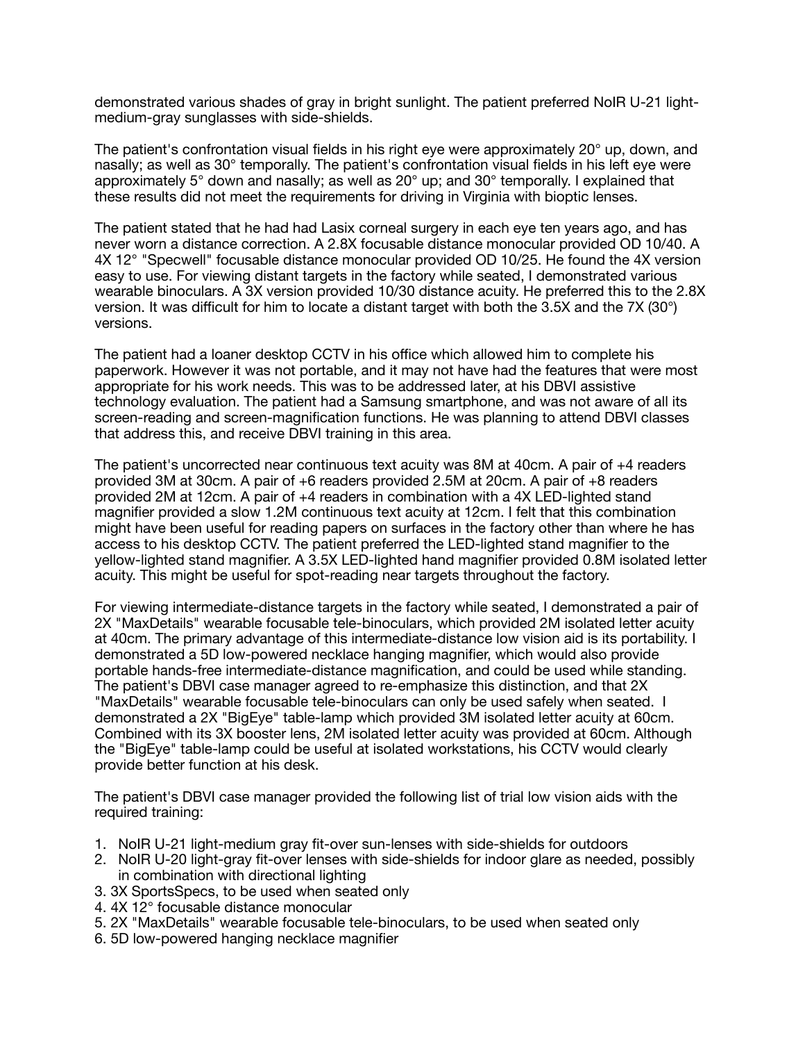demonstrated various shades of gray in bright sunlight. The patient preferred NoIR U-21 light-medium-gray sunglasses with side-shields.

The patient's confrontation visual fields in his right eye were approximately 20° up, down, and nasally; as well as 30° temporally. The patient's confrontation visual fields in his left eye were approximately 5° down and nasally; as well as 20° up; and 30° temporally. I explained that these results did not meet the requirements for driving in Virginia with bioptic lenses.

The patient stated that he had had Lasix corneal surgery in each eye ten years ago, and has never worn a distance correction. A 2.8X focusable distance monocular provided OD 10/40. A 4X 12° "Specwell" focusable distance monocular provided OD 10/25. He found the 4X version easy to use. For viewing distant targets in the factory while seated, I demonstrated various wearable binoculars. A 3X version provided 10/30 distance acuity. He preferred this to the 2.8X version. It was difficult for him to locate a distant target with both the 3.5X and the 7X (30°) versions.

The patient had a loaner desktop CCTV in his office which allowed him to complete his paperwork. However it was not portable, and it may not have had the features that were most appropriate for his work needs. This was to be addressed later, at his DBVI assistive technology evaluation. The patient had a Samsung smartphone, and was not aware of all its screen-reading and screen-magnification functions. He was planning to attend DBVI classes that address this, and receive DBVI training in this area.

The patient's uncorrected near continuous text acuity was 8M at 40cm. A pair of +4 readers provided 3M at 30cm. A pair of +6 readers provided 2.5M at 20cm. A pair of +8 readers provided 2M at 12cm. A pair of +4 readers in combination with a 4X LED-lighted stand magnifier provided a slow 1.2M continuous text acuity at 12cm. I felt that this combination might have been useful for reading papers on surfaces in the factory other than where he has access to his desktop CCTV. The patient preferred the LED-lighted stand magnifier to the yellow-lighted stand magnifier. A 3.5X LED-lighted hand magnifier provided 0.8M isolated letter acuity. This might be useful for spot-reading near targets throughout the factory.

For viewing intermediate-distance targets in the factory while seated, I demonstrated a pair of 2X "MaxDetails" wearable focusable tele-binoculars, which provided 2M isolated letter acuity at 40cm. The primary advantage of this intermediate-distance low vision aid is its portability. I demonstrated a 5D low-powered necklace hanging magnifier, which would also provide portable hands-free intermediate-distance magnification, and could be used while standing. The patient's DBVI case manager agreed to re-emphasize this distinction, and that 2X "MaxDetails" wearable focusable tele-binoculars can only be used safely when seated. I demonstrated a 2X "BigEye" table-lamp which provided 3M isolated letter acuity at 60cm. Combined with its 3X booster lens, 2M isolated letter acuity was provided at 60cm. Although the "BigEye" table-lamp could be useful at isolated workstations, his CCTV would clearly provide better function at his desk.

The patient's DBVI case manager provided the following list of trial low vision aids with the required training:

1. NoIR U-21 light-medium gray fit-over sun-lenses with side-shields for outdoors
2. NoIR U-20 light-gray fit-over lenses with side-shields for indoor glare as needed, possibly in combination with directional lighting
3. 3X SportsSpecs, to be used when seated only
4. 4X 12° focusable distance monocular
5. 2X "MaxDetails" wearable focusable tele-binoculars, to be used when seated only
6. 5D low-powered hanging necklace magnifier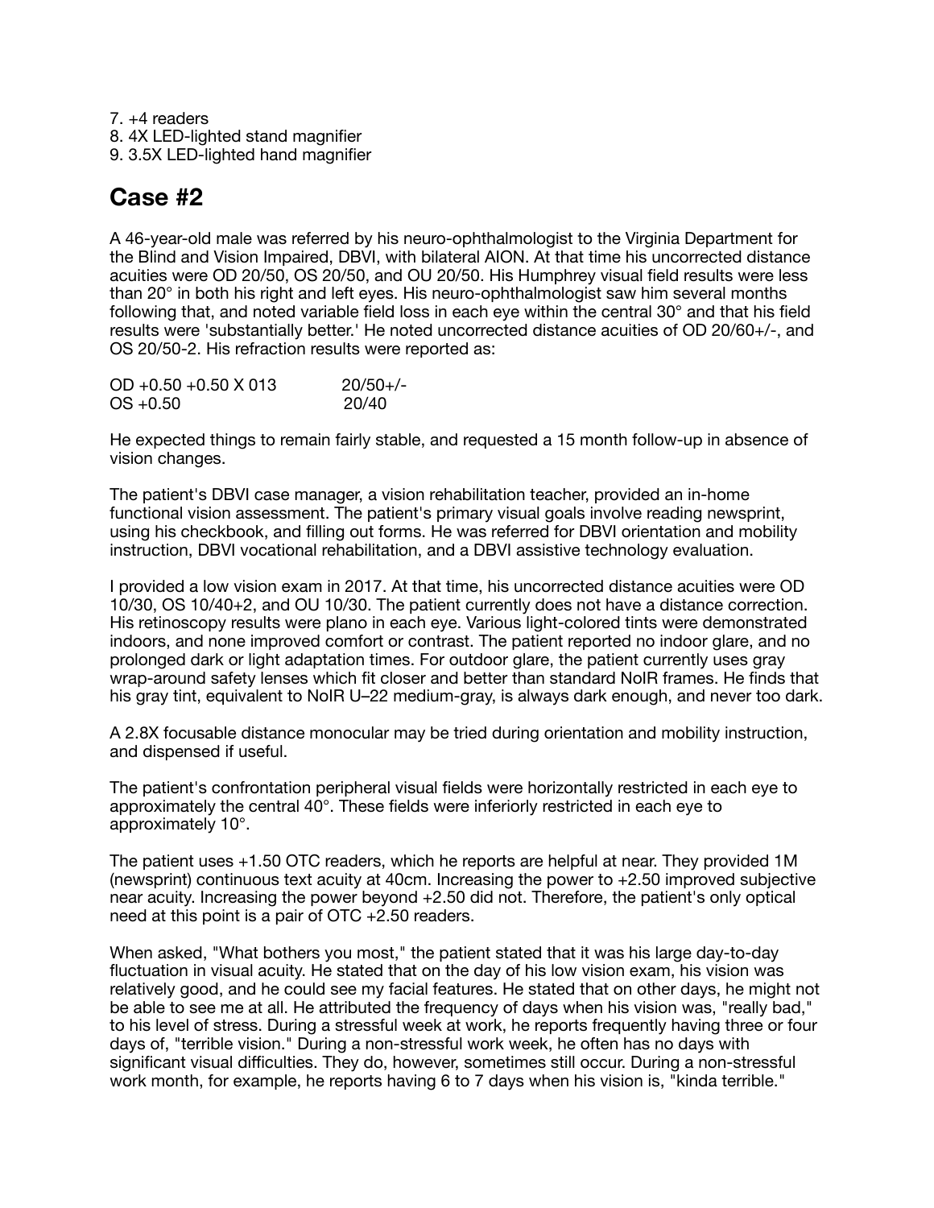7. +4 readers
8. 4X LED-lighted stand magnifier
9. 3.5X LED-lighted hand magnifier

## Case #2

A 46-year-old male was referred by his neuro-ophthalmologist to the Virginia Department for the Blind and Vision Impaired, DBVI, with bilateral AION. At that time his uncorrected distance acuities were OD 20/50, OS 20/50, and OU 20/50. His Humphrey visual field results were less than 20° in both his right and left eyes. His neuro-ophthalmologist saw him several months following that, and noted variable field loss in each eye within the central 30° and that his field results were 'substantially better.' He noted uncorrected distance acuities of OD 20/60+/-, and OS 20/50-2. His refraction results were reported as:

OD +0.50 +0.50 X 013 20/50+/-
OS +0.50 20/40

He expected things to remain fairly stable, and requested a 15 month follow-up in absence of vision changes.

The patient's DBVI case manager, a vision rehabilitation teacher, provided an in-home functional vision assessment. The patient's primary visual goals involve reading newsprint, using his checkbook, and filling out forms. He was referred for DBVI orientation and mobility instruction, DBVI vocational rehabilitation, and a DBVI assistive technology evaluation.

I provided a low vision exam in 2017. At that time, his uncorrected distance acuities were OD 10/30, OS 10/40+2, and OU 10/30. The patient currently does not have a distance correction. His retinoscopy results were plano in each eye. Various light-colored tints were demonstrated indoors, and none improved comfort or contrast. The patient reported no indoor glare, and no prolonged dark or light adaptation times. For outdoor glare, the patient currently uses gray wrap-around safety lenses which fit closer and better than standard NoIR frames. He finds that his gray tint, equivalent to NoIR U–22 medium-gray, is always dark enough, and never too dark.

A 2.8X focusable distance monocular may be tried during orientation and mobility instruction, and dispensed if useful.

The patient's confrontation peripheral visual fields were horizontally restricted in each eye to approximately the central 40°. These fields were inferiorly restricted in each eye to approximately 10°.

The patient uses +1.50 OTC readers, which he reports are helpful at near. They provided 1M (newsprint) continuous text acuity at 40cm. Increasing the power to +2.50 improved subjective near acuity. Increasing the power beyond +2.50 did not. Therefore, the patient's only optical need at this point is a pair of OTC +2.50 readers.

When asked, "What bothers you most," the patient stated that it was his large day-to-day fluctuation in visual acuity. He stated that on the day of his low vision exam, his vision was relatively good, and he could see my facial features. He stated that on other days, he might not be able to see me at all. He attributed the frequency of days when his vision was, "really bad," to his level of stress. During a stressful week at work, he reports frequently having three or four days of, "terrible vision." During a non-stressful work week, he often has no days with significant visual difficulties. They do, however, sometimes still occur. During a non-stressful work month, for example, he reports having 6 to 7 days when his vision is, "kinda terrible."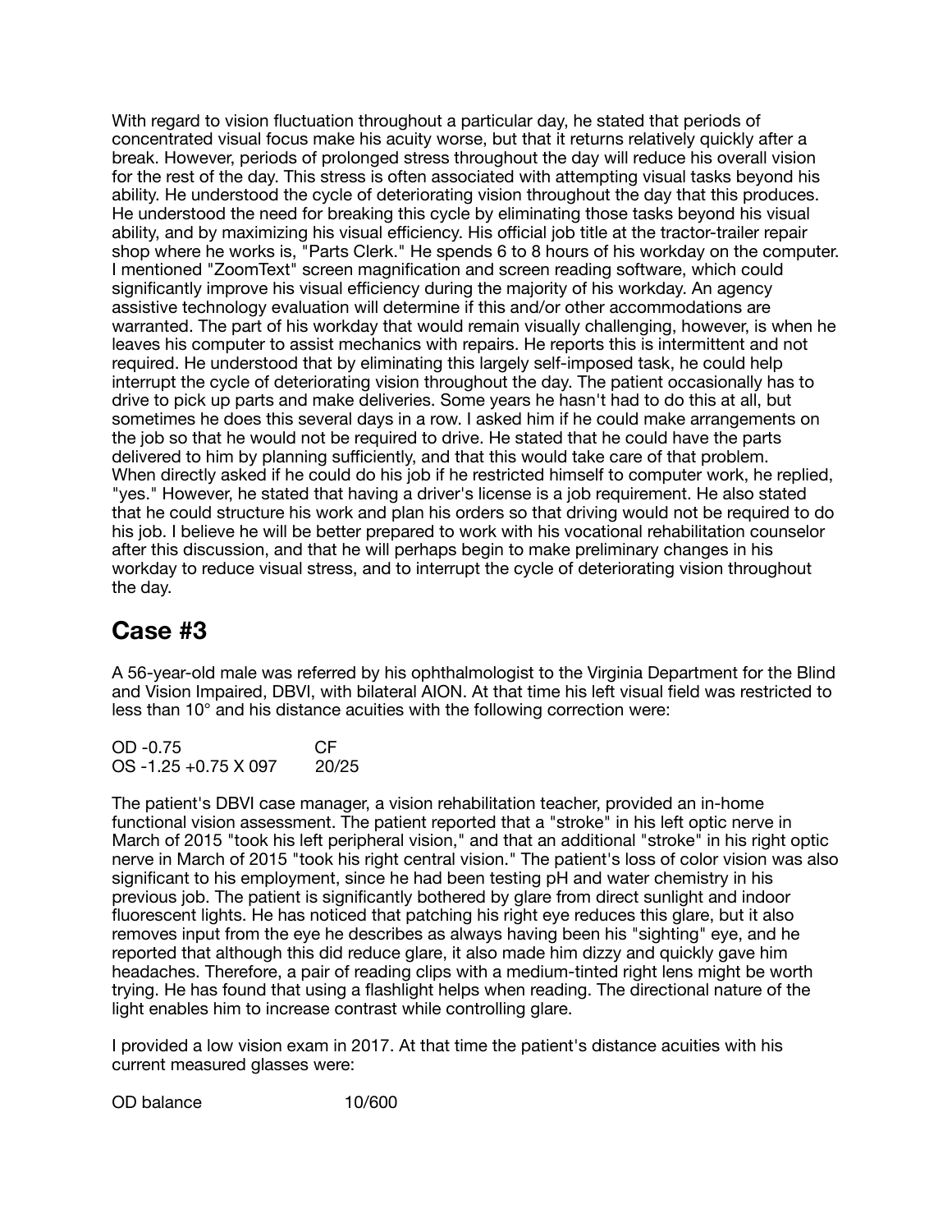With regard to vision fluctuation throughout a particular day, he stated that periods of concentrated visual focus make his acuity worse, but that it returns relatively quickly after a break. However, periods of prolonged stress throughout the day will reduce his overall vision for the rest of the day. This stress is often associated with attempting visual tasks beyond his ability. He understood the cycle of deteriorating vision throughout the day that this produces. He understood the need for breaking this cycle by eliminating those tasks beyond his visual ability, and by maximizing his visual efficiency. His official job title at the tractor-trailer repair shop where he works is, "Parts Clerk." He spends 6 to 8 hours of his workday on the computer. I mentioned "ZoomText" screen magnification and screen reading software, which could significantly improve his visual efficiency during the majority of his workday. An agency assistive technology evaluation will determine if this and/or other accommodations are warranted. The part of his workday that would remain visually challenging, however, is when he leaves his computer to assist mechanics with repairs. He reports this is intermittent and not required. He understood that by eliminating this largely self-imposed task, he could help interrupt the cycle of deteriorating vision throughout the day. The patient occasionally has to drive to pick up parts and make deliveries. Some years he hasn't had to do this at all, but sometimes he does this several days in a row. I asked him if he could make arrangements on the job so that he would not be required to drive. He stated that he could have the parts delivered to him by planning sufficiently, and that this would take care of that problem. When directly asked if he could do his job if he restricted himself to computer work, he replied, "yes." However, he stated that having a driver's license is a job requirement. He also stated that he could structure his work and plan his orders so that driving would not be required to do his job. I believe he will be better prepared to work with his vocational rehabilitation counselor after this discussion, and that he will perhaps begin to make preliminary changes in his workday to reduce visual stress, and to interrupt the cycle of deteriorating vision throughout the day.

## Case #3

A 56-year-old male was referred by his ophthalmologist to the Virginia Department for the Blind and Vision Impaired, DBVI, with bilateral AION. At that time his left visual field was restricted to less than 10° and his distance acuities with the following correction were:

| | |
|---|---|
| OD -0.75 | CF |
| OS -1.25 +0.75 X 097 | 20/25 |

The patient's DBVI case manager, a vision rehabilitation teacher, provided an in-home functional vision assessment. The patient reported that a "stroke" in his left optic nerve in March of 2015 "took his left peripheral vision," and that an additional "stroke" in his right optic nerve in March of 2015 "took his right central vision." The patient's loss of color vision was also significant to his employment, since he had been testing pH and water chemistry in his previous job. The patient is significantly bothered by glare from direct sunlight and indoor fluorescent lights. He has noticed that patching his right eye reduces this glare, but it also removes input from the eye he describes as always having been his "sighting" eye, and he reported that although this did reduce glare, it also made him dizzy and quickly gave him headaches. Therefore, a pair of reading clips with a medium-tinted right lens might be worth trying. He has found that using a flashlight helps when reading. The directional nature of the light enables him to increase contrast while controlling glare.

I provided a low vision exam in 2017. At that time the patient's distance acuities with his current measured glasses were:

| | |
|---|---|
| OD balance | 10/600 |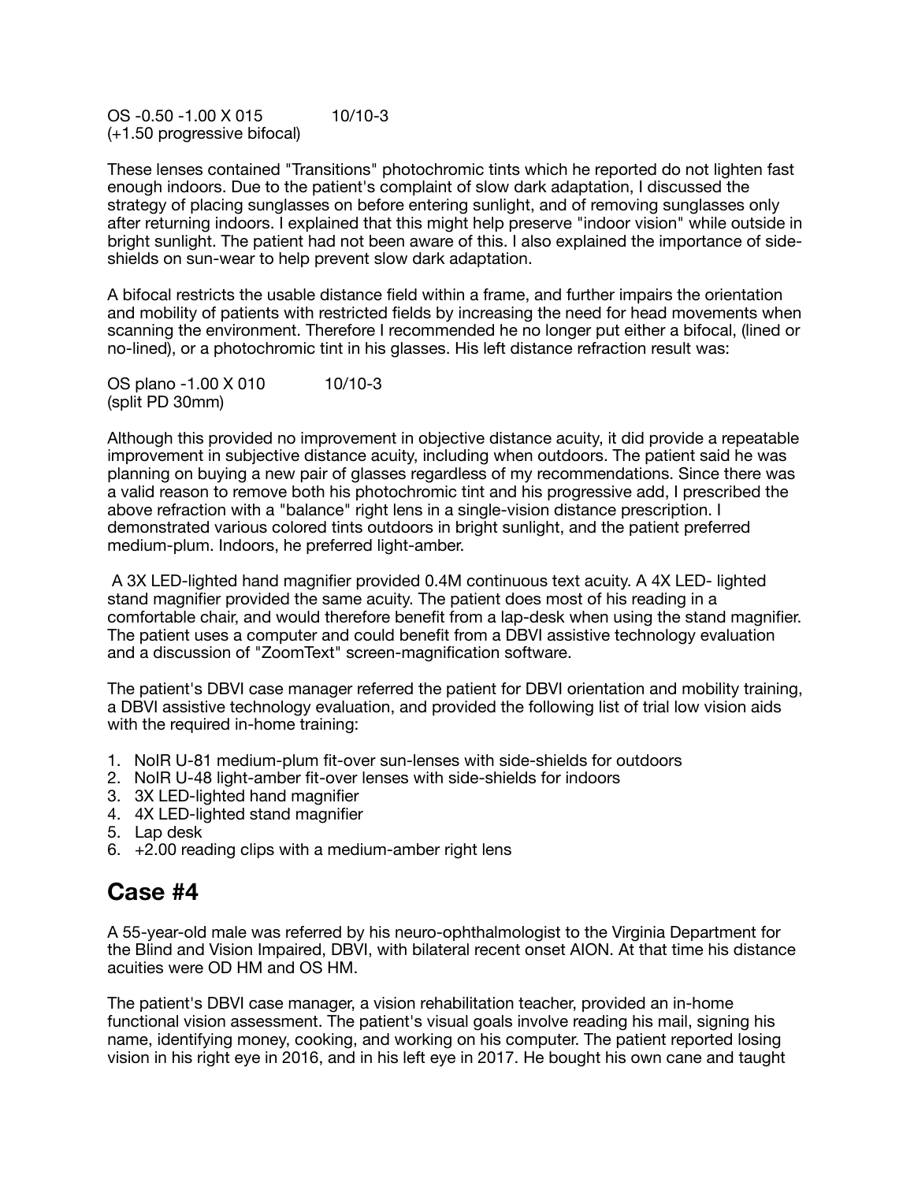OS -0.50 -1.00 X 015 10/10-3
(+1.50 progressive bifocal)

These lenses contained "Transitions" photochromic tints which he reported do not lighten fast enough indoors. Due to the patient's complaint of slow dark adaptation, I discussed the strategy of placing sunglasses on before entering sunlight, and of removing sunglasses only after returning indoors. I explained that this might help preserve "indoor vision" while outside in bright sunlight. The patient had not been aware of this. I also explained the importance of side-shields on sun-wear to help prevent slow dark adaptation.

A bifocal restricts the usable distance field within a frame, and further impairs the orientation and mobility of patients with restricted fields by increasing the need for head movements when scanning the environment. Therefore I recommended he no longer put either a bifocal, (lined or no-lined), or a photochromic tint in his glasses. His left distance refraction result was:

OS plano -1.00 X 010 10/10-3
(split PD 30mm)

Although this provided no improvement in objective distance acuity, it did provide a repeatable improvement in subjective distance acuity, including when outdoors. The patient said he was planning on buying a new pair of glasses regardless of my recommendations. Since there was a valid reason to remove both his photochromic tint and his progressive add, I prescribed the above refraction with a "balance" right lens in a single-vision distance prescription. I demonstrated various colored tints outdoors in bright sunlight, and the patient preferred medium-plum. Indoors, he preferred light-amber.

A 3X LED-lighted hand magnifier provided 0.4M continuous text acuity. A 4X LED- lighted stand magnifier provided the same acuity. The patient does most of his reading in a comfortable chair, and would therefore benefit from a lap-desk when using the stand magnifier. The patient uses a computer and could benefit from a DBVI assistive technology evaluation and a discussion of "ZoomText" screen-magnification software.

The patient's DBVI case manager referred the patient for DBVI orientation and mobility training, a DBVI assistive technology evaluation, and provided the following list of trial low vision aids with the required in-home training:

1. NoIR U-81 medium-plum fit-over sun-lenses with side-shields for outdoors
2. NoIR U-48 light-amber fit-over lenses with side-shields for indoors
3. 3X LED-lighted hand magnifier
4. 4X LED-lighted stand magnifier
5. Lap desk
6. +2.00 reading clips with a medium-amber right lens

## Case #4

A 55-year-old male was referred by his neuro-ophthalmologist to the Virginia Department for the Blind and Vision Impaired, DBVI, with bilateral recent onset AION. At that time his distance acuities were OD HM and OS HM.

The patient's DBVI case manager, a vision rehabilitation teacher, provided an in-home functional vision assessment. The patient's visual goals involve reading his mail, signing his name, identifying money, cooking, and working on his computer. The patient reported losing vision in his right eye in 2016, and in his left eye in 2017. He bought his own cane and taught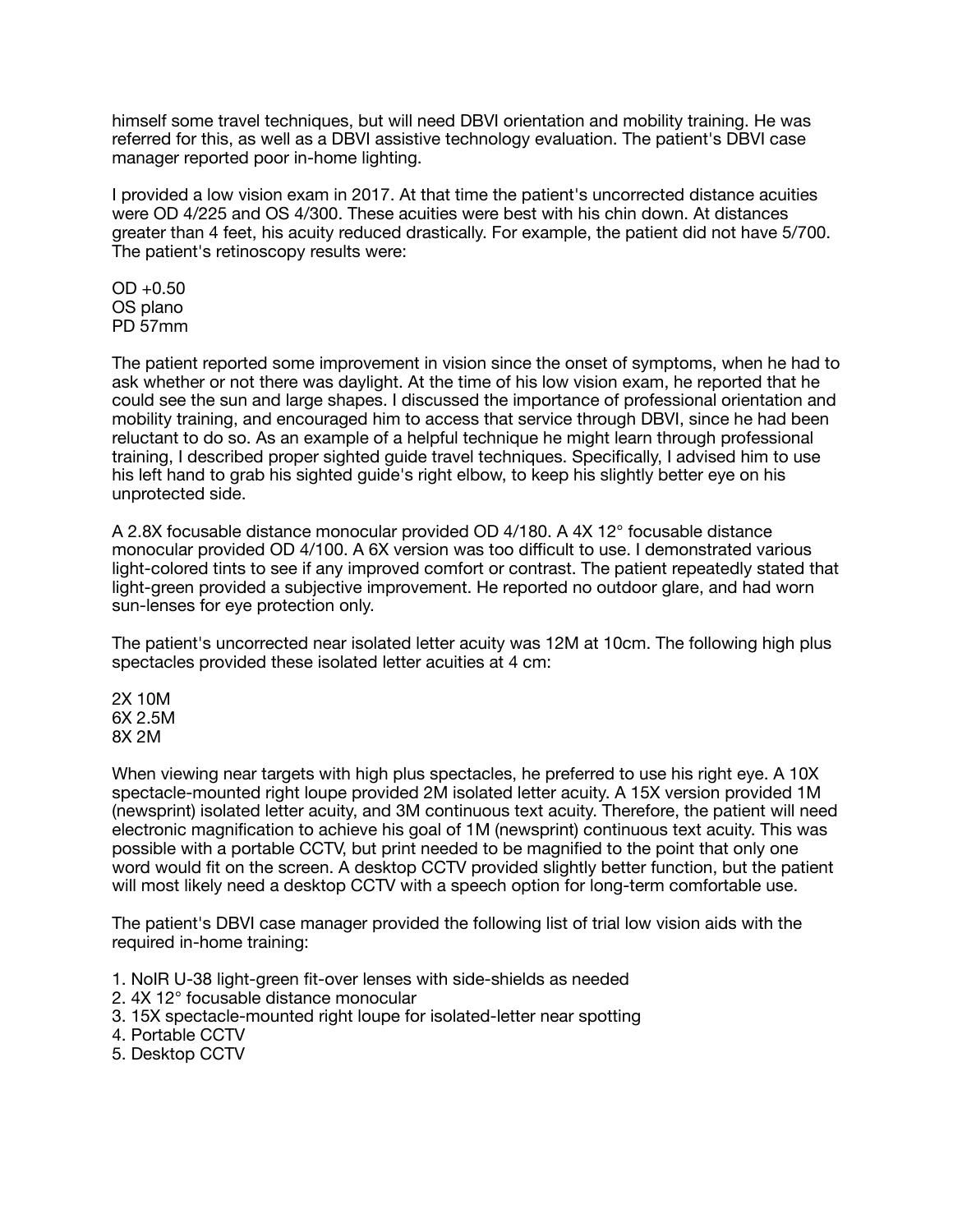himself some travel techniques, but will need DBVI orientation and mobility training. He was referred for this, as well as a DBVI assistive technology evaluation. The patient's DBVI case manager reported poor in-home lighting.

I provided a low vision exam in 2017. At that time the patient's uncorrected distance acuities were OD 4/225 and OS 4/300. These acuities were best with his chin down. At distances greater than 4 feet, his acuity reduced drastically. For example, the patient did not have 5/700. The patient's retinoscopy results were:

OD +0.50
OS plano
PD 57mm

The patient reported some improvement in vision since the onset of symptoms, when he had to ask whether or not there was daylight. At the time of his low vision exam, he reported that he could see the sun and large shapes. I discussed the importance of professional orientation and mobility training, and encouraged him to access that service through DBVI, since he had been reluctant to do so. As an example of a helpful technique he might learn through professional training, I described proper sighted guide travel techniques. Specifically, I advised him to use his left hand to grab his sighted guide's right elbow, to keep his slightly better eye on his unprotected side.

A 2.8X focusable distance monocular provided OD 4/180. A 4X 12° focusable distance monocular provided OD 4/100. A 6X version was too difficult to use. I demonstrated various light-colored tints to see if any improved comfort or contrast. The patient repeatedly stated that light-green provided a subjective improvement. He reported no outdoor glare, and had worn sun-lenses for eye protection only.

The patient's uncorrected near isolated letter acuity was 12M at 10cm. The following high plus spectacles provided these isolated letter acuities at 4 cm:

2X 10M
6X 2.5M
8X 2M

When viewing near targets with high plus spectacles, he preferred to use his right eye. A 10X spectacle-mounted right loupe provided 2M isolated letter acuity. A 15X version provided 1M (newsprint) isolated letter acuity, and 3M continuous text acuity. Therefore, the patient will need electronic magnification to achieve his goal of 1M (newsprint) continuous text acuity. This was possible with a portable CCTV, but print needed to be magnified to the point that only one word would fit on the screen. A desktop CCTV provided slightly better function, but the patient will most likely need a desktop CCTV with a speech option for long-term comfortable use.

The patient's DBVI case manager provided the following list of trial low vision aids with the required in-home training:

1. NoIR U-38 light-green fit-over lenses with side-shields as needed
2. 4X 12° focusable distance monocular
3. 15X spectacle-mounted right loupe for isolated-letter near spotting
4. Portable CCTV
5. Desktop CCTV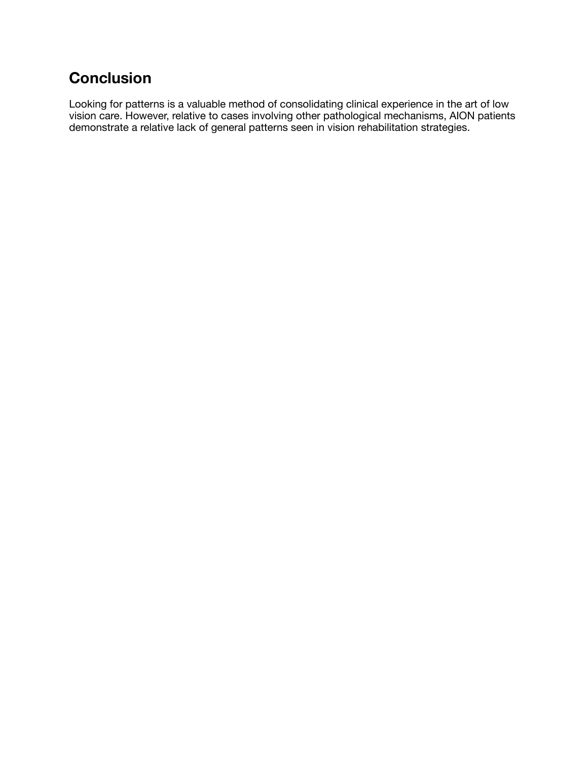## Conclusion

Looking for patterns is a valuable method of consolidating clinical experience in the art of low vision care. However, relative to cases involving other pathological mechanisms, AION patients demonstrate a relative lack of general patterns seen in vision rehabilitation strategies.